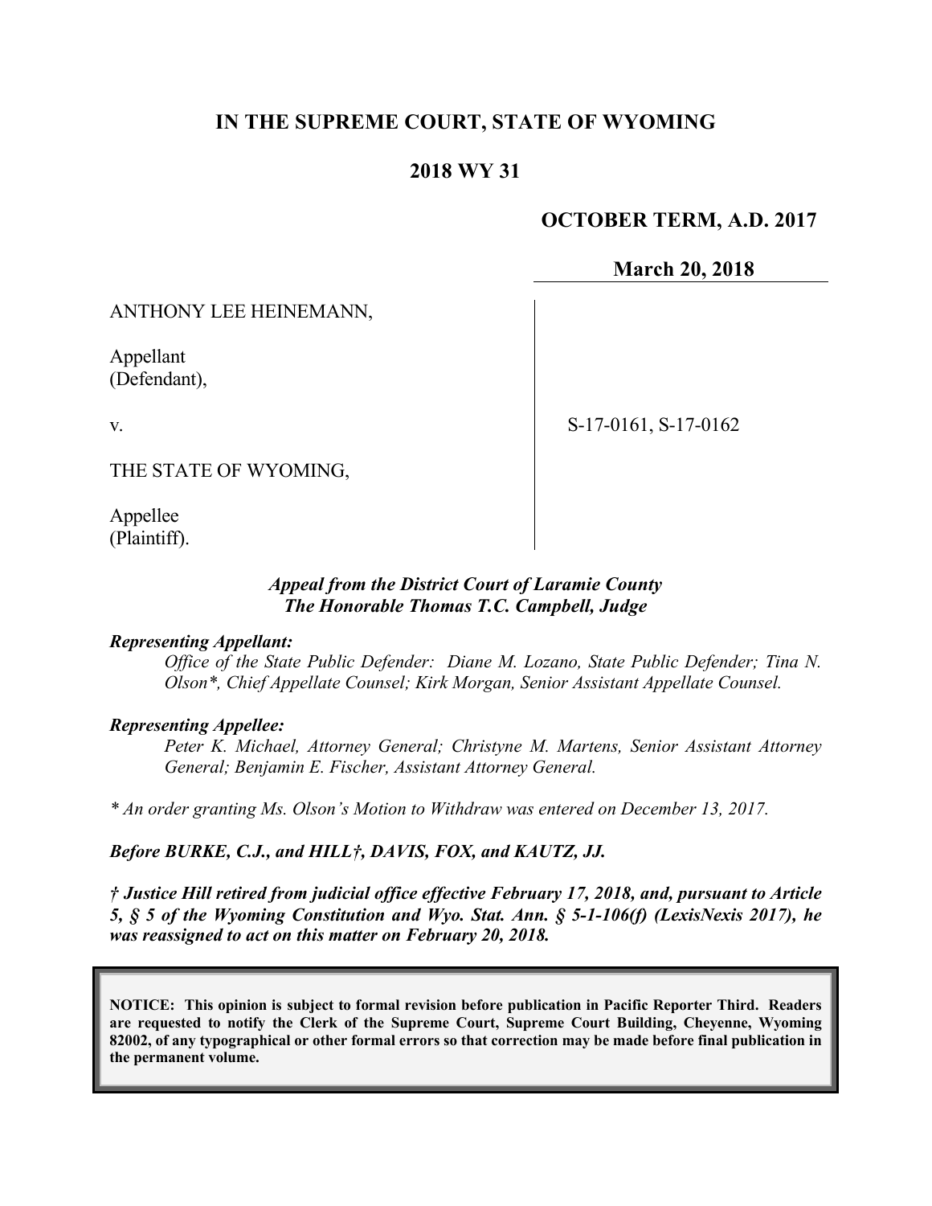# IN THE SUPREME COURT, STATE OF WYOMING

## 2018 WY 31

**OCTOBER TERM, A.D. 2017**

**March 20, 2018**

ANTHONY LEE HEINEMANN,

Appellant
(Defendant),

v.

THE STATE OF WYOMING,

Appellee
(Plaintiff).

S-17-0161, S-17-0162

***Appeal from the District Court of Laramie County***
***The Honorable Thomas T.C. Campbell, Judge***

***Representing Appellant:***

*Office of the State Public Defender: Diane M. Lozano, State Public Defender; Tina N. Olson\*, Chief Appellate Counsel; Kirk Morgan, Senior Assistant Appellate Counsel.*

***Representing Appellee:***

*Peter K. Michael, Attorney General; Christyne M. Martens, Senior Assistant Attorney General; Benjamin E. Fischer, Assistant Attorney General.*

*\* An order granting Ms. Olson's Motion to Withdraw was entered on December 13, 2017.*

***Before BURKE, C.J., and HILL†, DAVIS, FOX, and KAUTZ, JJ.***

***† Justice Hill retired from judicial office effective February 17, 2018, and, pursuant to Article 5, § 5 of the Wyoming Constitution and Wyo. Stat. Ann. § 5-1-106(f) (LexisNexis 2017), he was reassigned to act on this matter on February 20, 2018.***

**NOTICE: This opinion is subject to formal revision before publication in Pacific Reporter Third. Readers are requested to notify the Clerk of the Supreme Court, Supreme Court Building, Cheyenne, Wyoming 82002, of any typographical or other formal errors so that correction may be made before final publication in the permanent volume.**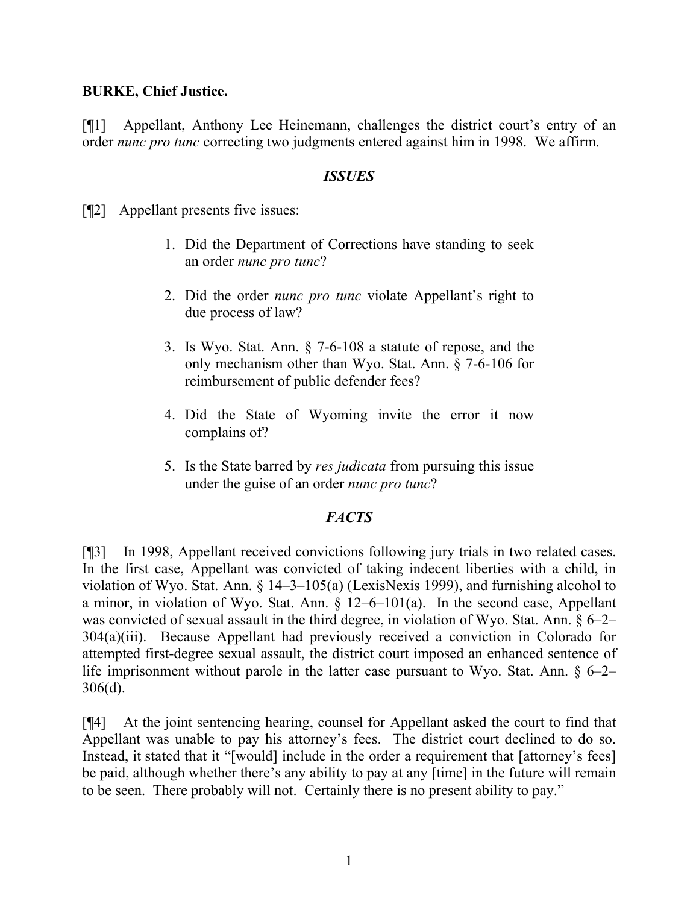**BURKE, Chief Justice.**

[¶1] Appellant, Anthony Lee Heinemann, challenges the district court's entry of an order *nunc pro tunc* correcting two judgments entered against him in 1998. We affirm.

## *ISSUES*

[¶2] Appellant presents five issues:

1. Did the Department of Corrections have standing to seek an order *nunc pro tunc*?

2. Did the order *nunc pro tunc* violate Appellant's right to due process of law?

3. Is Wyo. Stat. Ann. § 7-6-108 a statute of repose, and the only mechanism other than Wyo. Stat. Ann. § 7-6-106 for reimbursement of public defender fees?

4. Did the State of Wyoming invite the error it now complains of?

5. Is the State barred by *res judicata* from pursuing this issue under the guise of an order *nunc pro tunc*?

## *FACTS*

[¶3] In 1998, Appellant received convictions following jury trials in two related cases. In the first case, Appellant was convicted of taking indecent liberties with a child, in violation of Wyo. Stat. Ann. § 14–3–105(a) (LexisNexis 1999), and furnishing alcohol to a minor, in violation of Wyo. Stat. Ann. § 12–6–101(a). In the second case, Appellant was convicted of sexual assault in the third degree, in violation of Wyo. Stat. Ann. § 6–2–304(a)(iii). Because Appellant had previously received a conviction in Colorado for attempted first-degree sexual assault, the district court imposed an enhanced sentence of life imprisonment without parole in the latter case pursuant to Wyo. Stat. Ann. § 6–2–306(d).

[¶4] At the joint sentencing hearing, counsel for Appellant asked the court to find that Appellant was unable to pay his attorney's fees. The district court declined to do so. Instead, it stated that it "[would] include in the order a requirement that [attorney's fees] be paid, although whether there's any ability to pay at any [time] in the future will remain to be seen. There probably will not. Certainly there is no present ability to pay."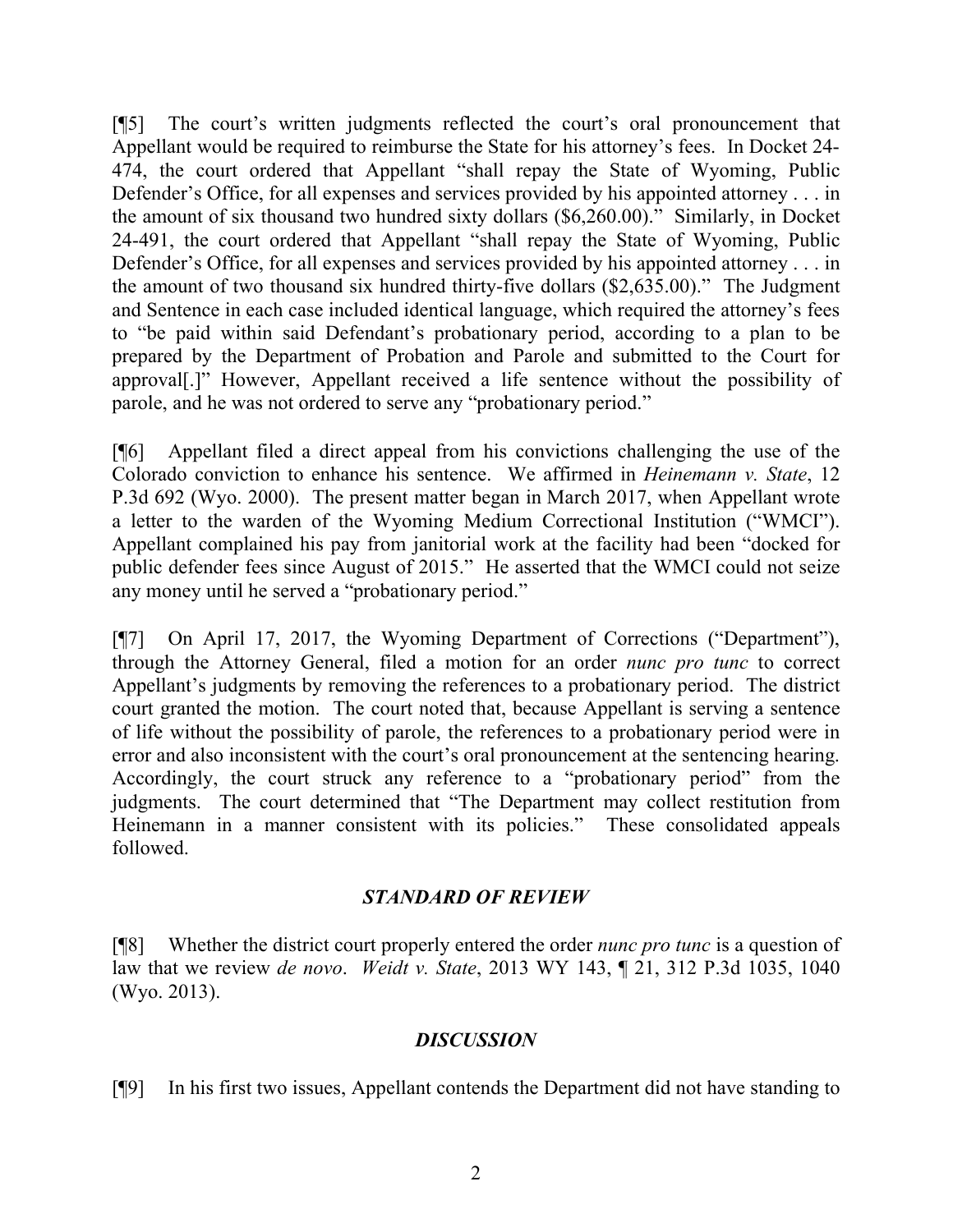[¶5] The court's written judgments reflected the court's oral pronouncement that Appellant would be required to reimburse the State for his attorney's fees. In Docket 24-474, the court ordered that Appellant "shall repay the State of Wyoming, Public Defender's Office, for all expenses and services provided by his appointed attorney . . . in the amount of six thousand two hundred sixty dollars ($6,260.00)." Similarly, in Docket 24-491, the court ordered that Appellant "shall repay the State of Wyoming, Public Defender's Office, for all expenses and services provided by his appointed attorney . . . in the amount of two thousand six hundred thirty-five dollars ($2,635.00)." The Judgment and Sentence in each case included identical language, which required the attorney's fees to "be paid within said Defendant's probationary period, according to a plan to be prepared by the Department of Probation and Parole and submitted to the Court for approval[.]" However, Appellant received a life sentence without the possibility of parole, and he was not ordered to serve any "probationary period."

[¶6] Appellant filed a direct appeal from his convictions challenging the use of the Colorado conviction to enhance his sentence. We affirmed in *Heinemann v. State*, 12 P.3d 692 (Wyo. 2000). The present matter began in March 2017, when Appellant wrote a letter to the warden of the Wyoming Medium Correctional Institution ("WMCI"). Appellant complained his pay from janitorial work at the facility had been "docked for public defender fees since August of 2015." He asserted that the WMCI could not seize any money until he served a "probationary period."

[¶7] On April 17, 2017, the Wyoming Department of Corrections ("Department"), through the Attorney General, filed a motion for an order *nunc pro tunc* to correct Appellant's judgments by removing the references to a probationary period. The district court granted the motion. The court noted that, because Appellant is serving a sentence of life without the possibility of parole, the references to a probationary period were in error and also inconsistent with the court's oral pronouncement at the sentencing hearing. Accordingly, the court struck any reference to a "probationary period" from the judgments. The court determined that "The Department may collect restitution from Heinemann in a manner consistent with its policies." These consolidated appeals followed.

## *STANDARD OF REVIEW*

[¶8] Whether the district court properly entered the order *nunc pro tunc* is a question of law that we review *de novo*. *Weidt v. State*, 2013 WY 143, ¶ 21, 312 P.3d 1035, 1040 (Wyo. 2013).

## *DISCUSSION*

[¶9] In his first two issues, Appellant contends the Department did not have standing to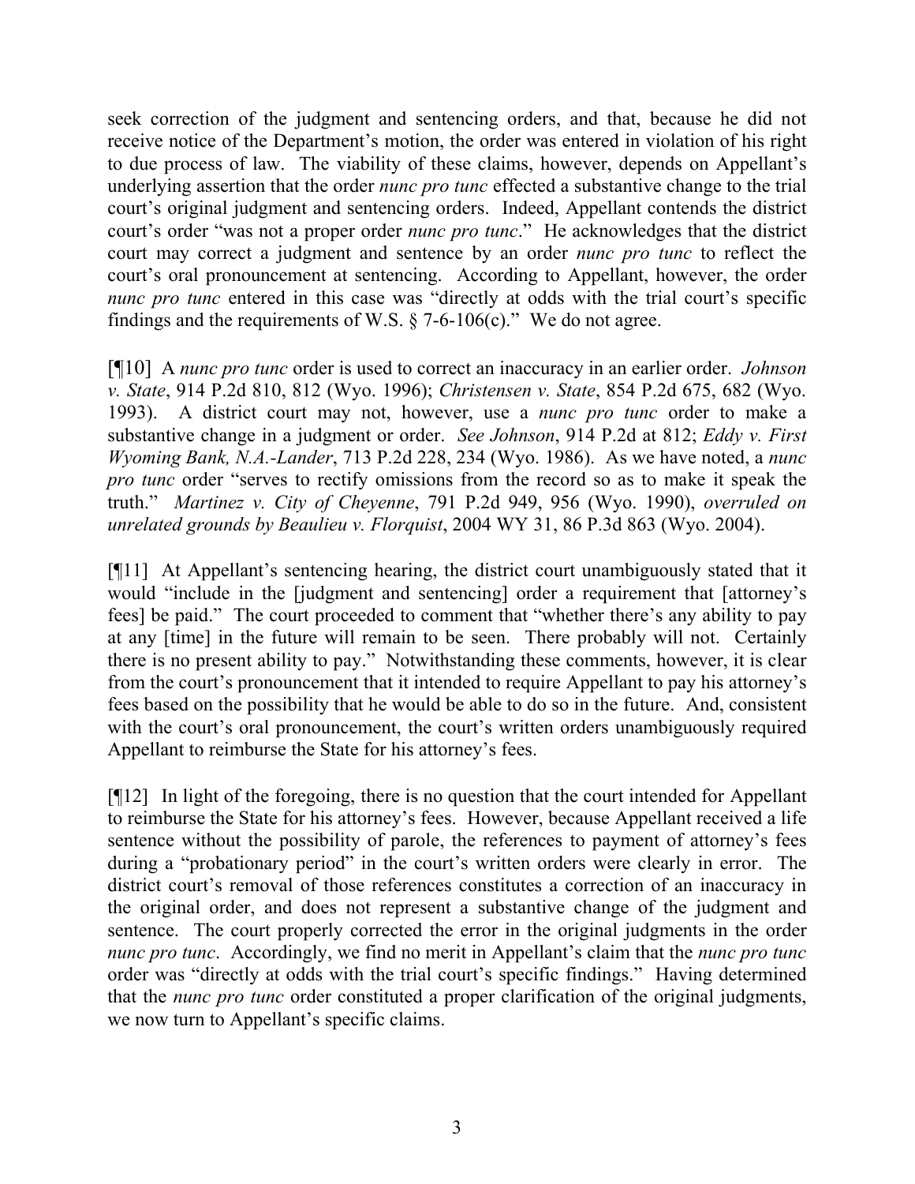seek correction of the judgment and sentencing orders, and that, because he did not receive notice of the Department's motion, the order was entered in violation of his right to due process of law. The viability of these claims, however, depends on Appellant's underlying assertion that the order *nunc pro tunc* effected a substantive change to the trial court's original judgment and sentencing orders. Indeed, Appellant contends the district court's order "was not a proper order *nunc pro tunc*." He acknowledges that the district court may correct a judgment and sentence by an order *nunc pro tunc* to reflect the court's oral pronouncement at sentencing. According to Appellant, however, the order *nunc pro tunc* entered in this case was "directly at odds with the trial court's specific findings and the requirements of W.S. § 7-6-106(c)." We do not agree.

[¶10] A *nunc pro tunc* order is used to correct an inaccuracy in an earlier order. *Johnson v. State*, 914 P.2d 810, 812 (Wyo. 1996); *Christensen v. State*, 854 P.2d 675, 682 (Wyo. 1993). A district court may not, however, use a *nunc pro tunc* order to make a substantive change in a judgment or order. *See Johnson*, 914 P.2d at 812; *Eddy v. First Wyoming Bank, N.A.-Lander*, 713 P.2d 228, 234 (Wyo. 1986). As we have noted, a *nunc pro tunc* order "serves to rectify omissions from the record so as to make it speak the truth." *Martinez v. City of Cheyenne*, 791 P.2d 949, 956 (Wyo. 1990), *overruled on unrelated grounds by Beaulieu v. Florquist*, 2004 WY 31, 86 P.3d 863 (Wyo. 2004).

[¶11] At Appellant's sentencing hearing, the district court unambiguously stated that it would "include in the [judgment and sentencing] order a requirement that [attorney's fees] be paid." The court proceeded to comment that "whether there's any ability to pay at any [time] in the future will remain to be seen. There probably will not. Certainly there is no present ability to pay." Notwithstanding these comments, however, it is clear from the court's pronouncement that it intended to require Appellant to pay his attorney's fees based on the possibility that he would be able to do so in the future. And, consistent with the court's oral pronouncement, the court's written orders unambiguously required Appellant to reimburse the State for his attorney's fees.

[¶12] In light of the foregoing, there is no question that the court intended for Appellant to reimburse the State for his attorney's fees. However, because Appellant received a life sentence without the possibility of parole, the references to payment of attorney's fees during a "probationary period" in the court's written orders were clearly in error. The district court's removal of those references constitutes a correction of an inaccuracy in the original order, and does not represent a substantive change of the judgment and sentence. The court properly corrected the error in the original judgments in the order *nunc pro tunc*. Accordingly, we find no merit in Appellant's claim that the *nunc pro tunc* order was "directly at odds with the trial court's specific findings." Having determined that the *nunc pro tunc* order constituted a proper clarification of the original judgments, we now turn to Appellant's specific claims.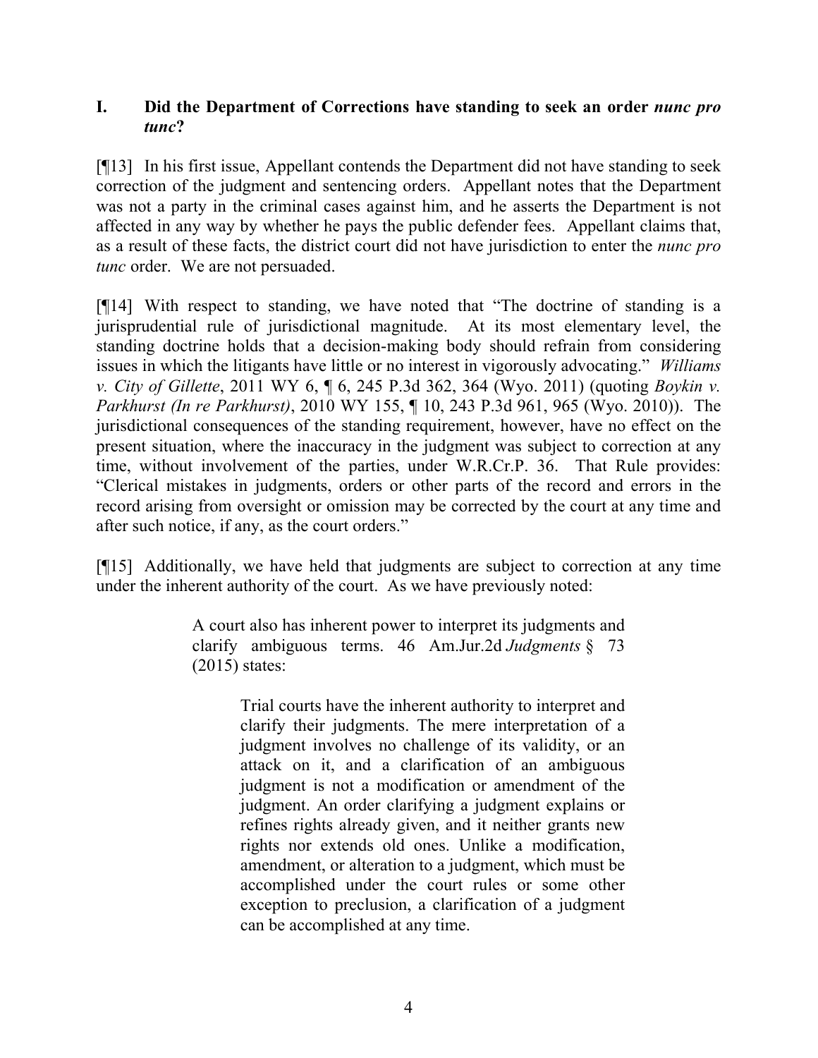## I. Did the Department of Corrections have standing to seek an order *nunc pro tunc*?

[¶13] In his first issue, Appellant contends the Department did not have standing to seek correction of the judgment and sentencing orders. Appellant notes that the Department was not a party in the criminal cases against him, and he asserts the Department is not affected in any way by whether he pays the public defender fees. Appellant claims that, as a result of these facts, the district court did not have jurisdiction to enter the *nunc pro tunc* order. We are not persuaded.

[¶14] With respect to standing, we have noted that "The doctrine of standing is a jurisprudential rule of jurisdictional magnitude. At its most elementary level, the standing doctrine holds that a decision-making body should refrain from considering issues in which the litigants have little or no interest in vigorously advocating." *Williams v. City of Gillette*, 2011 WY 6, ¶ 6, 245 P.3d 362, 364 (Wyo. 2011) (quoting *Boykin v. Parkhurst (In re Parkhurst)*, 2010 WY 155, ¶ 10, 243 P.3d 961, 965 (Wyo. 2010)). The jurisdictional consequences of the standing requirement, however, have no effect on the present situation, where the inaccuracy in the judgment was subject to correction at any time, without involvement of the parties, under W.R.Cr.P. 36. That Rule provides: "Clerical mistakes in judgments, orders or other parts of the record and errors in the record arising from oversight or omission may be corrected by the court at any time and after such notice, if any, as the court orders."

[¶15] Additionally, we have held that judgments are subject to correction at any time under the inherent authority of the court. As we have previously noted:

> A court also has inherent power to interpret its judgments and clarify ambiguous terms. 46 Am.Jur.2d *Judgments* § 73 (2015) states:
>
> > Trial courts have the inherent authority to interpret and clarify their judgments. The mere interpretation of a judgment involves no challenge of its validity, or an attack on it, and a clarification of an ambiguous judgment is not a modification or amendment of the judgment. An order clarifying a judgment explains or refines rights already given, and it neither grants new rights nor extends old ones. Unlike a modification, amendment, or alteration to a judgment, which must be accomplished under the court rules or some other exception to preclusion, a clarification of a judgment can be accomplished at any time.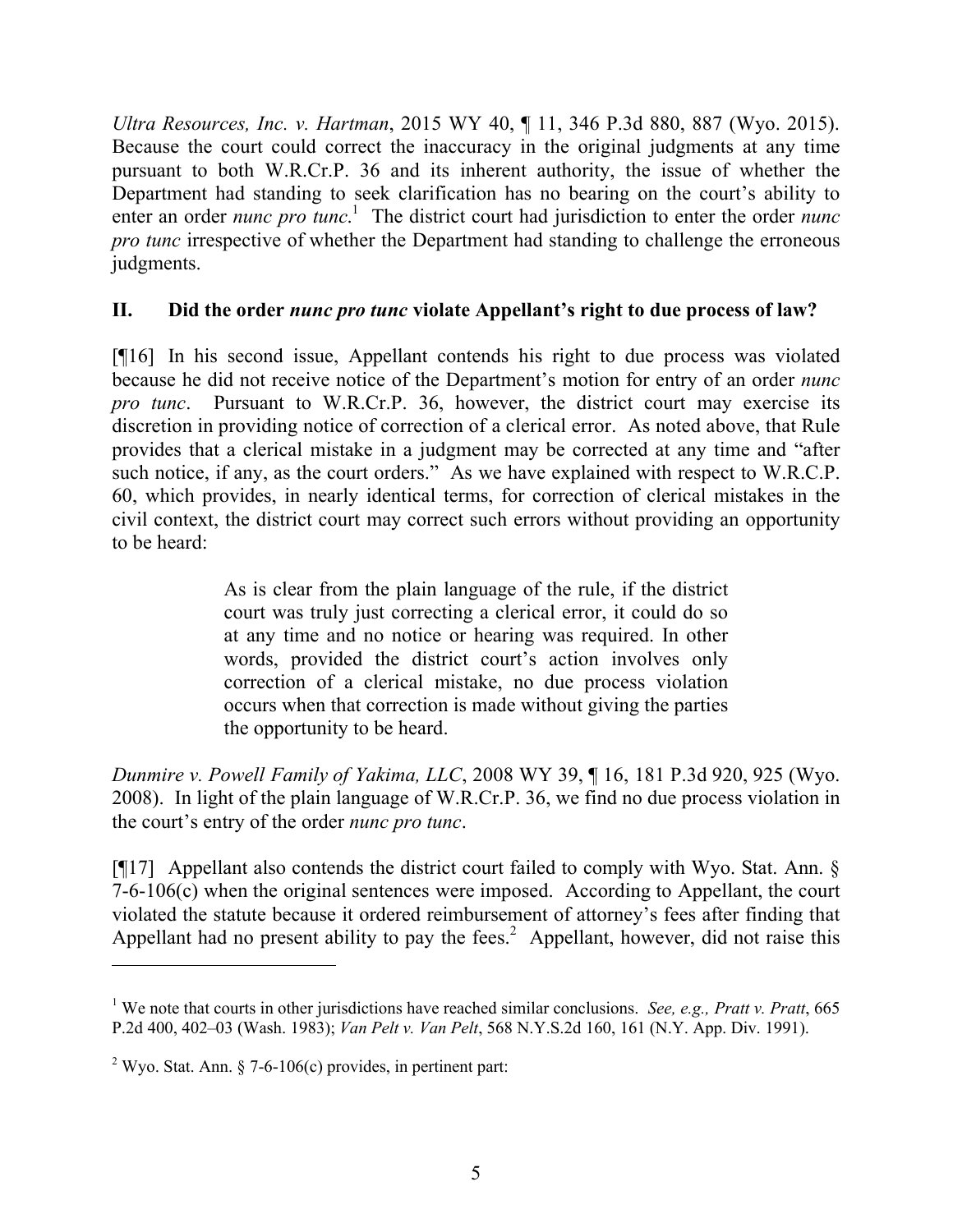*Ultra Resources, Inc. v. Hartman*, 2015 WY 40, ¶ 11, 346 P.3d 880, 887 (Wyo. 2015). Because the court could correct the inaccuracy in the original judgments at any time pursuant to both W.R.Cr.P. 36 and its inherent authority, the issue of whether the Department had standing to seek clarification has no bearing on the court's ability to enter an order *nunc pro tunc*.[1] The district court had jurisdiction to enter the order *nunc pro tunc* irrespective of whether the Department had standing to challenge the erroneous judgments.

## II. Did the order *nunc pro tunc* violate Appellant's right to due process of law?

[¶16] In his second issue, Appellant contends his right to due process was violated because he did not receive notice of the Department's motion for entry of an order *nunc pro tunc*. Pursuant to W.R.Cr.P. 36, however, the district court may exercise its discretion in providing notice of correction of a clerical error. As noted above, that Rule provides that a clerical mistake in a judgment may be corrected at any time and "after such notice, if any, as the court orders." As we have explained with respect to W.R.C.P. 60, which provides, in nearly identical terms, for correction of clerical mistakes in the civil context, the district court may correct such errors without providing an opportunity to be heard:

> As is clear from the plain language of the rule, if the district court was truly just correcting a clerical error, it could do so at any time and no notice or hearing was required. In other words, provided the district court's action involves only correction of a clerical mistake, no due process violation occurs when that correction is made without giving the parties the opportunity to be heard.

*Dunmire v. Powell Family of Yakima, LLC*, 2008 WY 39, ¶ 16, 181 P.3d 920, 925 (Wyo. 2008). In light of the plain language of W.R.Cr.P. 36, we find no due process violation in the court's entry of the order *nunc pro tunc*.

[¶17] Appellant also contends the district court failed to comply with Wyo. Stat. Ann. § 7-6-106(c) when the original sentences were imposed. According to Appellant, the court violated the statute because it ordered reimbursement of attorney's fees after finding that Appellant had no present ability to pay the fees.[2] Appellant, however, did not raise this

---

[1] We note that courts in other jurisdictions have reached similar conclusions. *See, e.g., Pratt v. Pratt*, 665 P.2d 400, 402–03 (Wash. 1983); *Van Pelt v. Van Pelt*, 568 N.Y.S.2d 160, 161 (N.Y. App. Div. 1991).

[2] Wyo. Stat. Ann. § 7-6-106(c) provides, in pertinent part: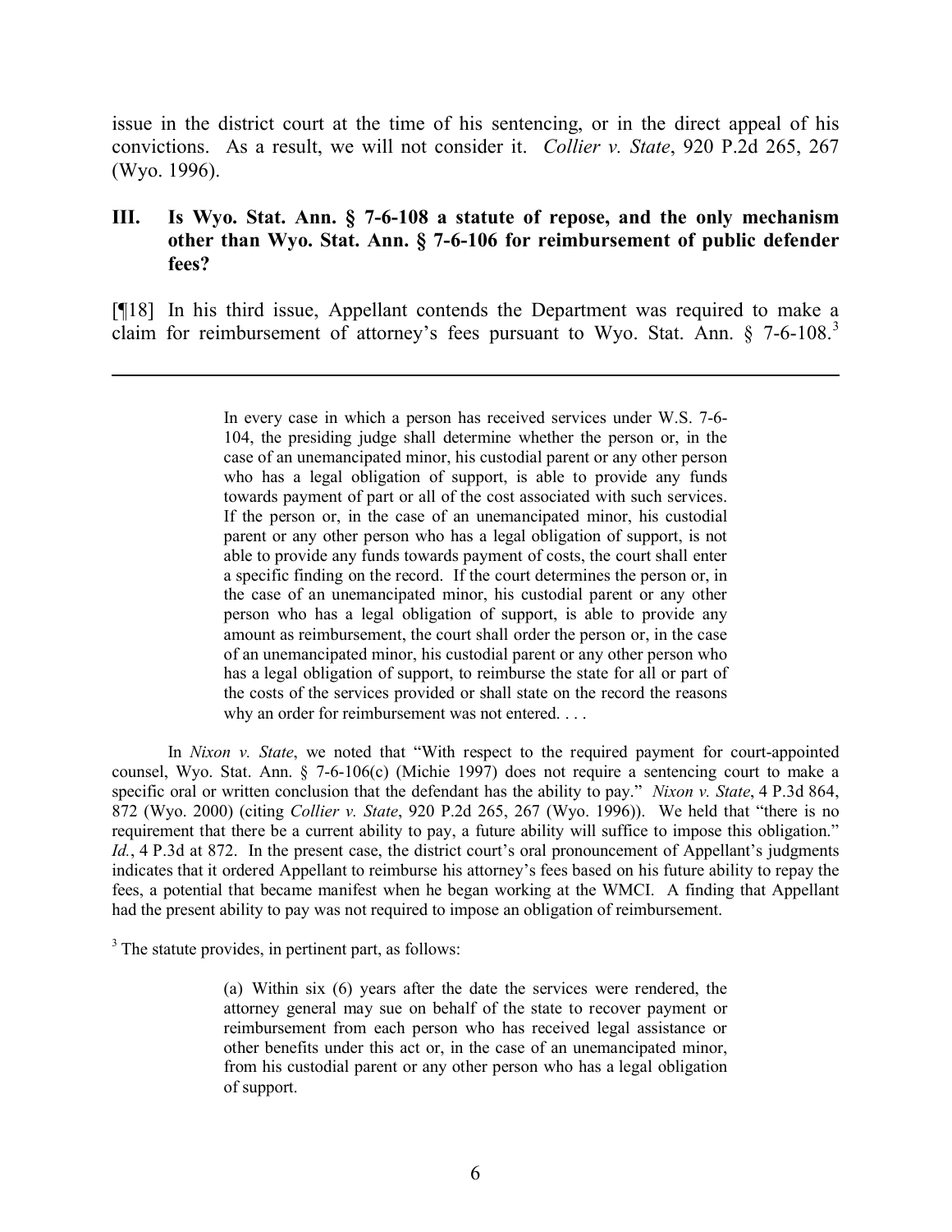issue in the district court at the time of his sentencing, or in the direct appeal of his convictions. As a result, we will not consider it. *Collier v. State*, 920 P.2d 265, 267 (Wyo. 1996).

### III. Is Wyo. Stat. Ann. § 7-6-108 a statute of repose, and the only mechanism other than Wyo. Stat. Ann. § 7-6-106 for reimbursement of public defender fees?

[¶18] In his third issue, Appellant contends the Department was required to make a claim for reimbursement of attorney's fees pursuant to Wyo. Stat. Ann. § 7-6-108.[3]

---

> In every case in which a person has received services under W.S. 7-6-104, the presiding judge shall determine whether the person or, in the case of an unemancipated minor, his custodial parent or any other person who has a legal obligation of support, is able to provide any funds towards payment of part or all of the cost associated with such services. If the person or, in the case of an unemancipated minor, his custodial parent or any other person who has a legal obligation of support, is not able to provide any funds towards payment of costs, the court shall enter a specific finding on the record. If the court determines the person or, in the case of an unemancipated minor, his custodial parent or any other person who has a legal obligation of support, is able to provide any amount as reimbursement, the court shall order the person or, in the case of an unemancipated minor, his custodial parent or any other person who has a legal obligation of support, to reimburse the state for all or part of the costs of the services provided or shall state on the record the reasons why an order for reimbursement was not entered. . . .

In *Nixon v. State*, we noted that "With respect to the required payment for court-appointed counsel, Wyo. Stat. Ann. § 7-6-106(c) (Michie 1997) does not require a sentencing court to make a specific oral or written conclusion that the defendant has the ability to pay." *Nixon v. State*, 4 P.3d 864, 872 (Wyo. 2000) (citing *Collier v. State*, 920 P.2d 265, 267 (Wyo. 1996)). We held that "there is no requirement that there be a current ability to pay, a future ability will suffice to impose this obligation." *Id.*, 4 P.3d at 872. In the present case, the district court's oral pronouncement of Appellant's judgments indicates that it ordered Appellant to reimburse his attorney's fees based on his future ability to repay the fees, a potential that became manifest when he began working at the WMCI. A finding that Appellant had the present ability to pay was not required to impose an obligation of reimbursement.

[3] The statute provides, in pertinent part, as follows:

> (a) Within six (6) years after the date the services were rendered, the attorney general may sue on behalf of the state to recover payment or reimbursement from each person who has received legal assistance or other benefits under this act or, in the case of an unemancipated minor, from his custodial parent or any other person who has a legal obligation of support.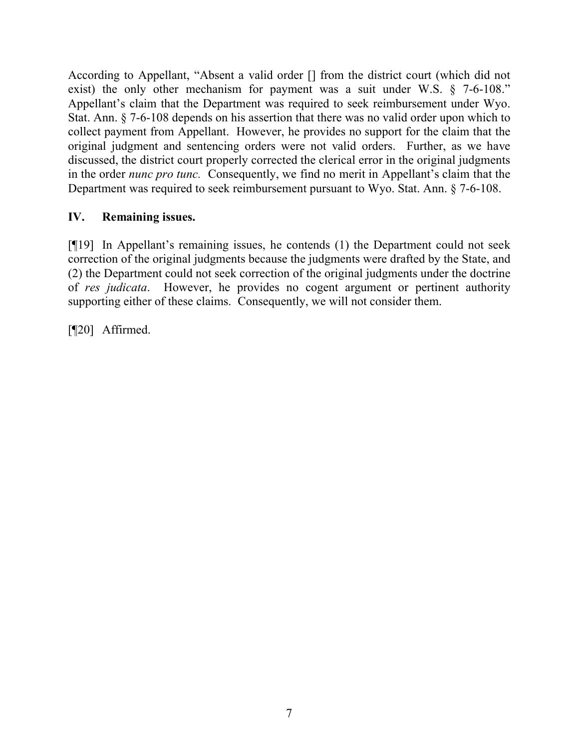According to Appellant, "Absent a valid order [] from the district court (which did not exist) the only other mechanism for payment was a suit under W.S. § 7-6-108." Appellant's claim that the Department was required to seek reimbursement under Wyo. Stat. Ann. § 7-6-108 depends on his assertion that there was no valid order upon which to collect payment from Appellant. However, he provides no support for the claim that the original judgment and sentencing orders were not valid orders. Further, as we have discussed, the district court properly corrected the clerical error in the original judgments in the order *nunc pro tunc.* Consequently, we find no merit in Appellant's claim that the Department was required to seek reimbursement pursuant to Wyo. Stat. Ann. § 7-6-108.

## IV. Remaining issues.

[¶19] In Appellant's remaining issues, he contends (1) the Department could not seek correction of the original judgments because the judgments were drafted by the State, and (2) the Department could not seek correction of the original judgments under the doctrine of *res judicata*. However, he provides no cogent argument or pertinent authority supporting either of these claims. Consequently, we will not consider them.

[¶20] Affirmed.